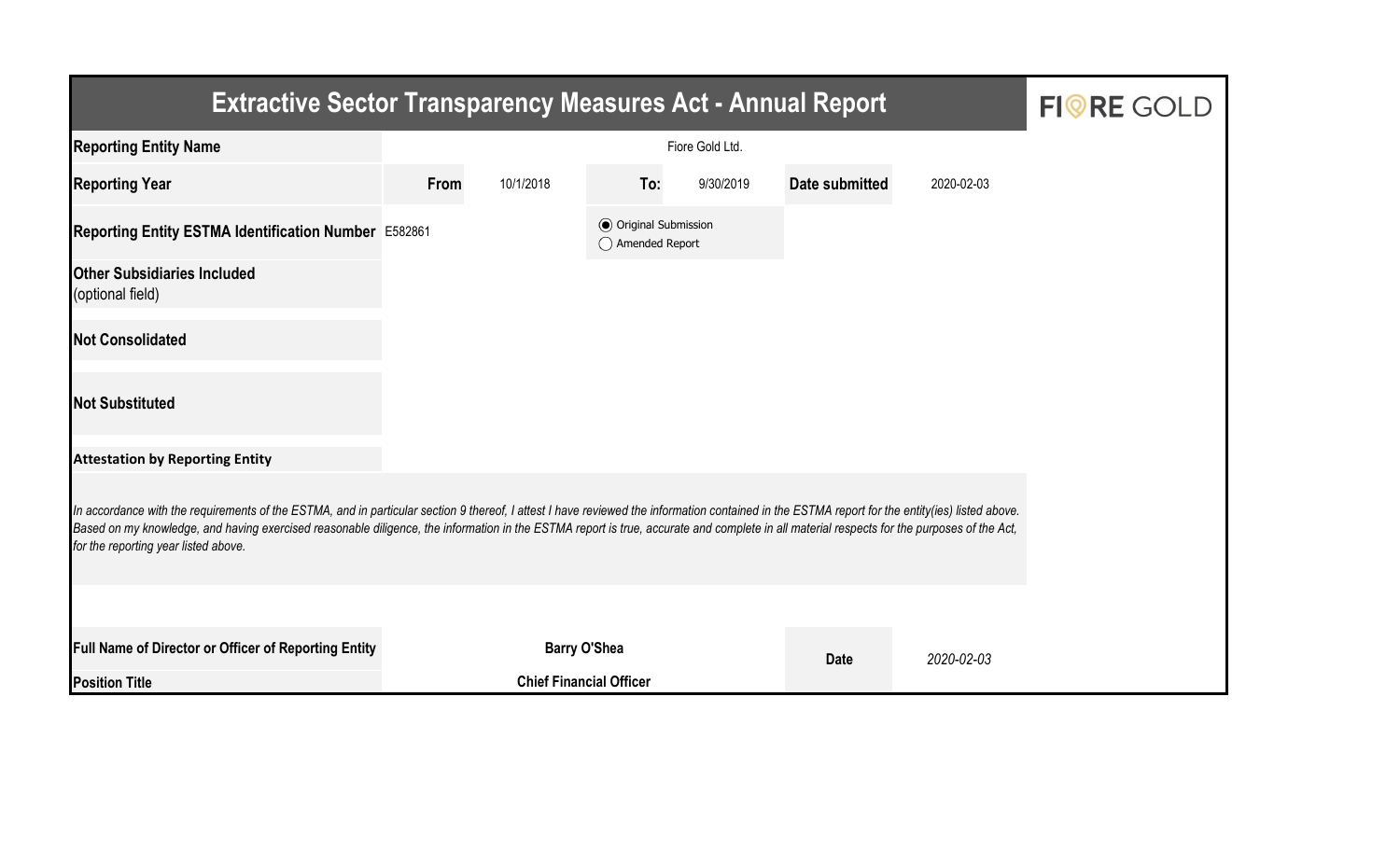# Extractive Sector Transparency Measures Act - Annual Report

FIORE GOLD

| | | | | | | |
|---|---|---|---|---|---|---|
| **Reporting Entity Name** | Fiore Gold Ltd. | | | | | |
| **Reporting Year** | **From** 10/1/2018 | **To:** 9/30/2019 | | **Date submitted** | 2020-02-03 | |
| **Reporting Entity ESTMA Identification Number** | E582861 | ◉ Original Submission ○ Amended Report | | | | |
| **Other Subsidiaries Included** (optional field) | | | | | | |
| **Not Consolidated** | | | | | | |
| **Not Substituted** | | | | | | |

**Attestation by Reporting Entity**

*In accordance with the requirements of the ESTMA, and in particular section 9 thereof, I attest I have reviewed the information contained in the ESTMA report for the entity(ies) listed above. Based on my knowledge, and having exercised reasonable diligence, the information in the ESTMA report is true, accurate and complete in all material respects for the purposes of the Act, for the reporting year listed above.*

| | | | |
|---|---|---|---|
| **Full Name of Director or Officer of Reporting Entity** | **Barry O'Shea** | **Date** | *2020-02-03* |
| **Position Title** | **Chief Financial Officer** | | |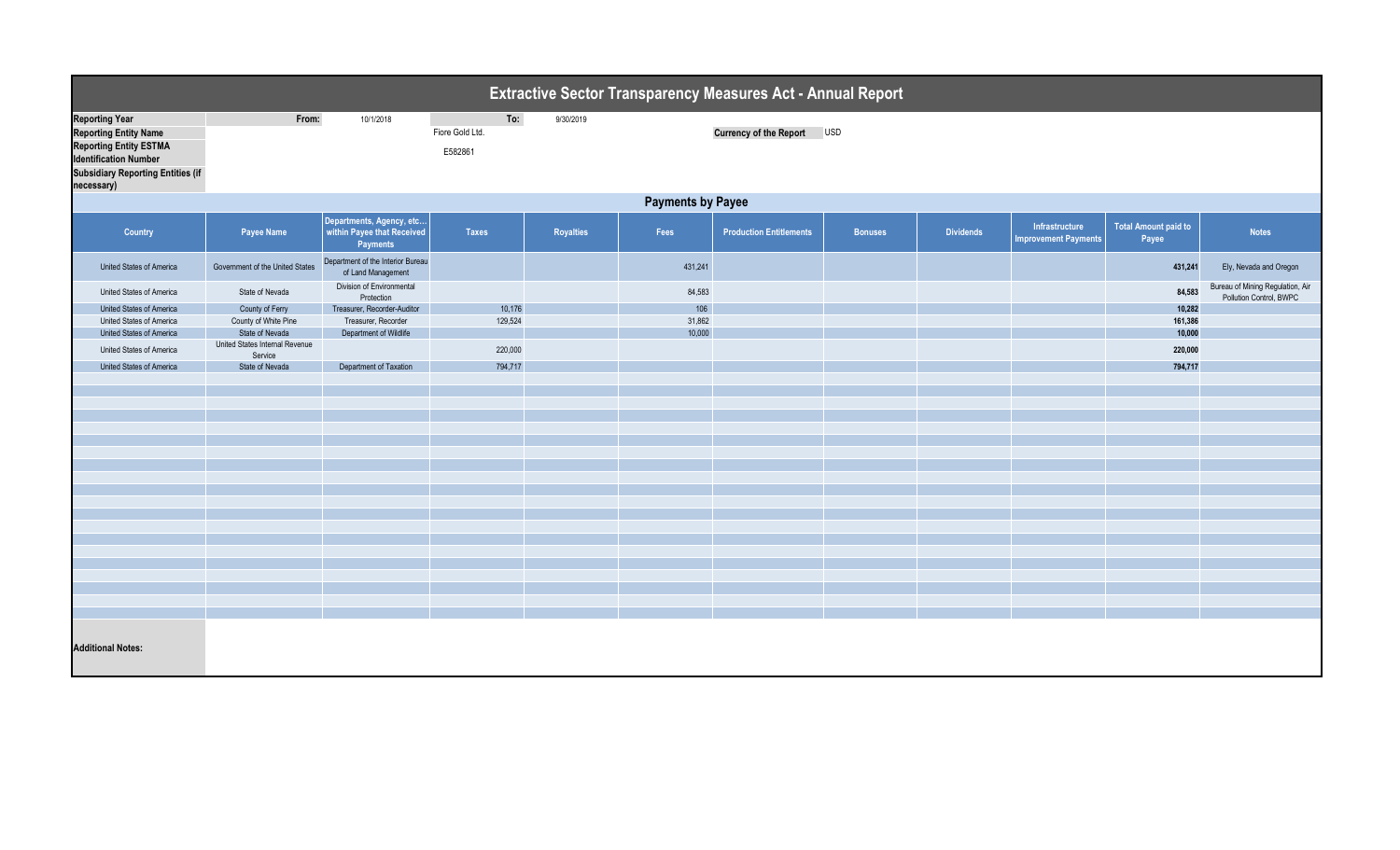# Extractive Sector Transparency Measures Act - Annual Report

| | | | | |
|---|---|---|---|---|
| **Reporting Year** | From: | 10/1/2018 | To: | 9/30/2019 |
| **Reporting Entity Name** | | Fiore Gold Ltd. | | |
| **Reporting Entity ESTMA Identification Number** | | E582861 | | |
| **Subsidiary Reporting Entities (if necessary)** | | | | |

**Currency of the Report** USD

## Payments by Payee

| Country | Payee Name | Departments, Agency, etc... within Payee that Received Payments | Taxes | Royalties | Fees | Production Entitlements | Bonuses | Dividends | Infrastructure Improvement Payments | Total Amount paid to Payee | Notes |
|---|---|---|---|---|---|---|---|---|---|---|---|
| United States of America | Government of the United States | Department of the Interior Bureau of Land Management | | | 431,241 | | | | | **431,241** | Ely, Nevada and Oregon |
| United States of America | State of Nevada | Division of Environmental Protection | | | 84,583 | | | | | **84,583** | Bureau of Mining Regulation, Air Pollution Control, BWPC |
| United States of America | County of Ferry | Treasurer, Recorder-Auditor | 10,176 | | 106 | | | | | **10,282** | |
| United States of America | County of White Pine | Treasurer, Recorder | 129,524 | | 31,862 | | | | | **161,386** | |
| United States of America | State of Nevada | Department of Wildlife | | | 10,000 | | | | | **10,000** | |
| United States of America | United States Internal Revenue Service | | 220,000 | | | | | | | **220,000** | |
| United States of America | State of Nevada | Department of Taxation | 794,717 | | | | | | | **794,717** | |

**Additional Notes:**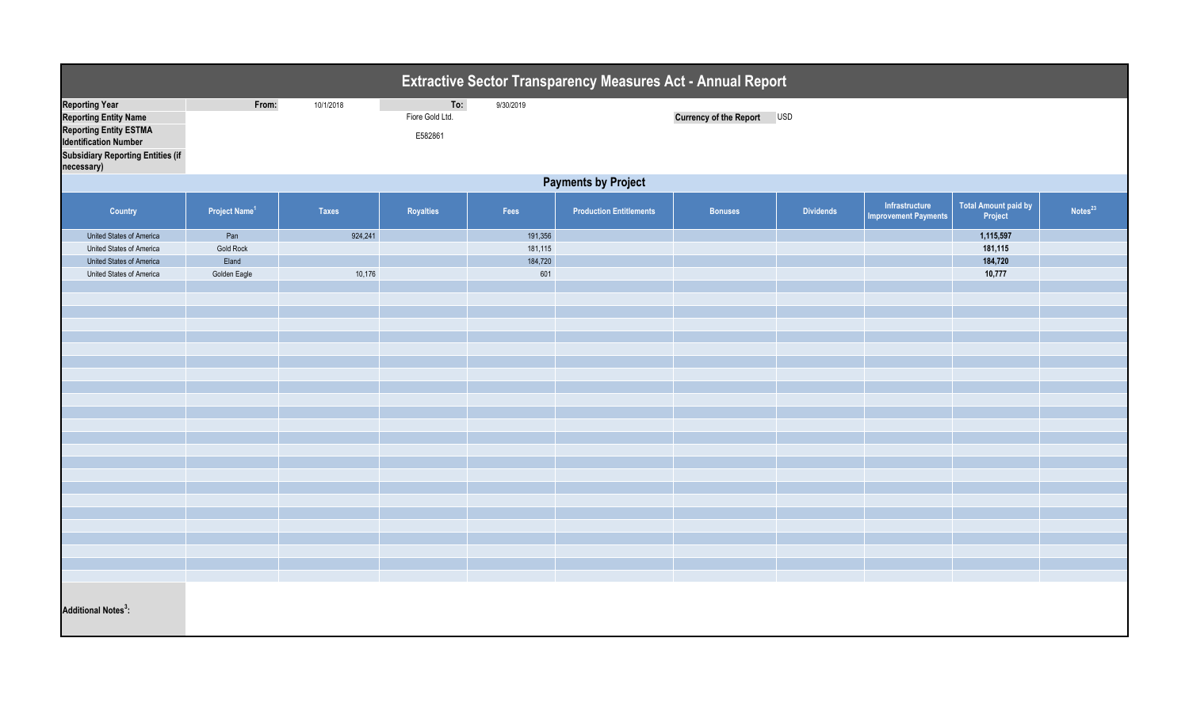# Extractive Sector Transparency Measures Act - Annual Report

| | | | | | |
|---|---|---|---|---|---|
| **Reporting Year** | From: | 10/1/2018 | To: | 9/30/2019 | |
| **Reporting Entity Name** | | | Fiore Gold Ltd. | **Currency of the Report** | USD |
| **Reporting Entity ESTMA Identification Number** | | | E582861 | | |
| **Subsidiary Reporting Entities (if necessary)** | | | | | |

## Payments by Project

| Country | Project Name[1] | Taxes | Royalties | Fees | Production Entitlements | Bonuses | Dividends | Infrastructure Improvement Payments | Total Amount paid by Project | Notes[23] |
|---|---|---|---|---|---|---|---|---|---|---|
| United States of America | Pan | 924,241 | | 191,356 | | | | | **1,115,597** | |
| United States of America | Gold Rock | | | 181,115 | | | | | **181,115** | |
| United States of America | Eland | | | 184,720 | | | | | **184,720** | |
| United States of America | Golden Eagle | 10,176 | | 601 | | | | | **10,777** | |

**Additional Notes[3]:**